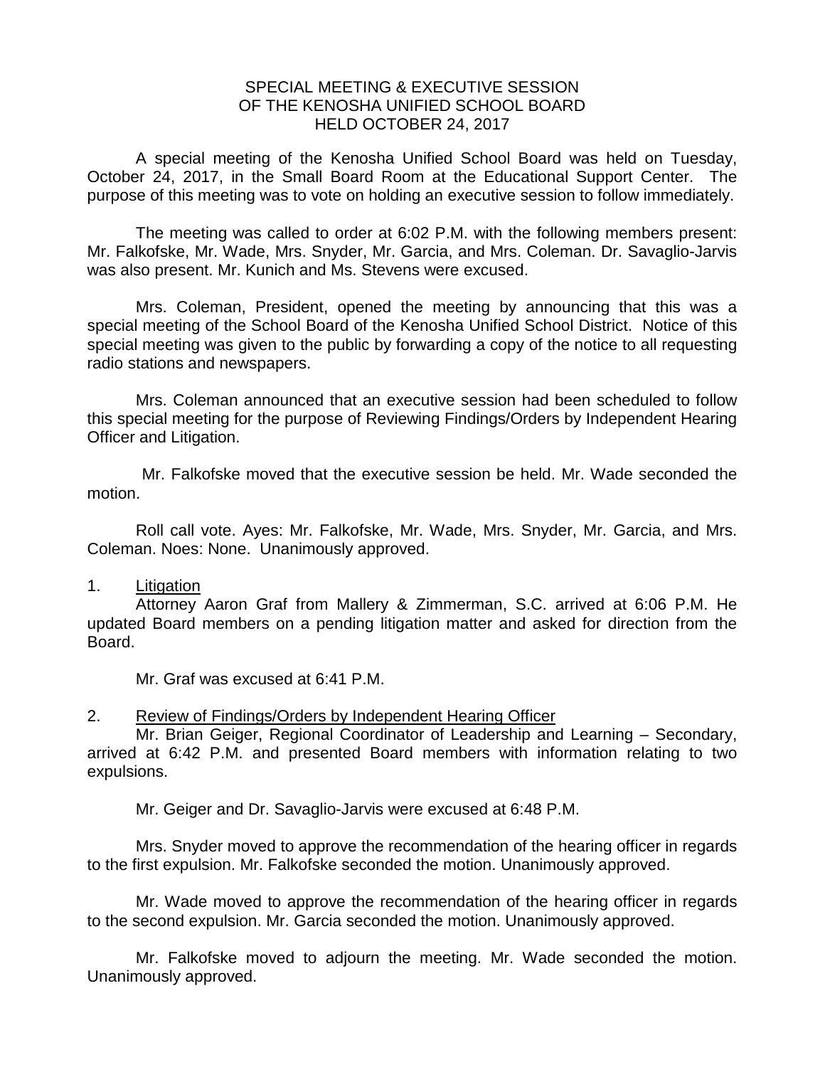# SPECIAL MEETING & EXECUTIVE SESSION OF THE KENOSHA UNIFIED SCHOOL BOARD HELD OCTOBER 24, 2017

A special meeting of the Kenosha Unified School Board was held on Tuesday, October 24, 2017, in the Small Board Room at the Educational Support Center. The purpose of this meeting was to vote on holding an executive session to follow immediately.

The meeting was called to order at 6:02 P.M. with the following members present: Mr. Falkofske, Mr. Wade, Mrs. Snyder, Mr. Garcia, and Mrs. Coleman. Dr. Savaglio-Jarvis was also present. Mr. Kunich and Ms. Stevens were excused.

Mrs. Coleman, President, opened the meeting by announcing that this was a special meeting of the School Board of the Kenosha Unified School District. Notice of this special meeting was given to the public by forwarding a copy of the notice to all requesting radio stations and newspapers.

Mrs. Coleman announced that an executive session had been scheduled to follow this special meeting for the purpose of Reviewing Findings/Orders by Independent Hearing Officer and Litigation.

Mr. Falkofske moved that the executive session be held. Mr. Wade seconded the motion.

Roll call vote. Ayes: Mr. Falkofske, Mr. Wade, Mrs. Snyder, Mr. Garcia, and Mrs. Coleman. Noes: None. Unanimously approved.

1. Litigation

Attorney Aaron Graf from Mallery & Zimmerman, S.C. arrived at 6:06 P.M. He updated Board members on a pending litigation matter and asked for direction from the Board.

Mr. Graf was excused at 6:41 P.M.

2. Review of Findings/Orders by Independent Hearing Officer

Mr. Brian Geiger, Regional Coordinator of Leadership and Learning – Secondary, arrived at 6:42 P.M. and presented Board members with information relating to two expulsions.

Mr. Geiger and Dr. Savaglio-Jarvis were excused at 6:48 P.M.

Mrs. Snyder moved to approve the recommendation of the hearing officer in regards to the first expulsion. Mr. Falkofske seconded the motion. Unanimously approved.

Mr. Wade moved to approve the recommendation of the hearing officer in regards to the second expulsion. Mr. Garcia seconded the motion. Unanimously approved.

Mr. Falkofske moved to adjourn the meeting. Mr. Wade seconded the motion. Unanimously approved.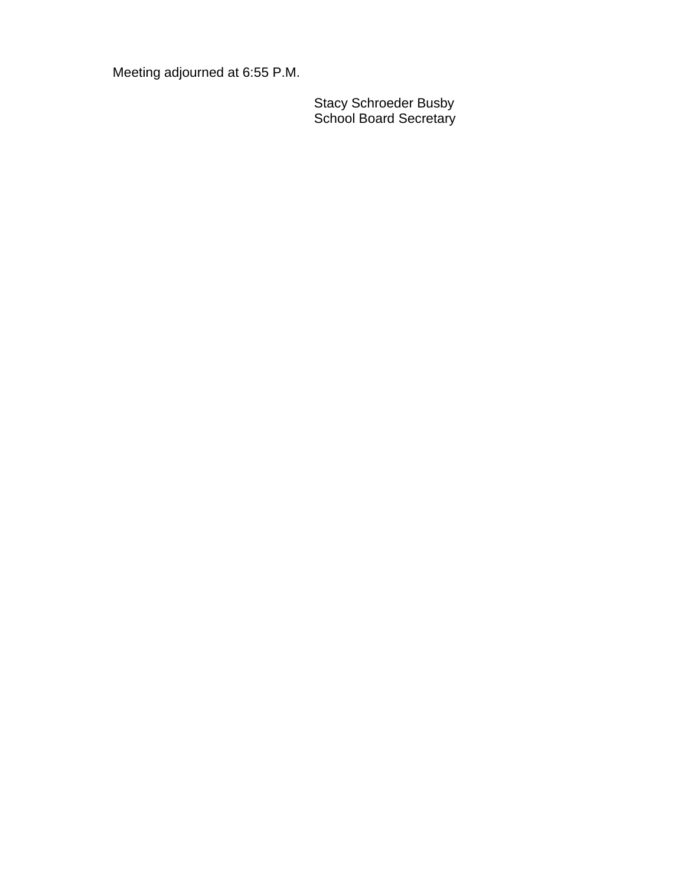Meeting adjourned at 6:55 P.M.

Stacy Schroeder Busby
School Board Secretary